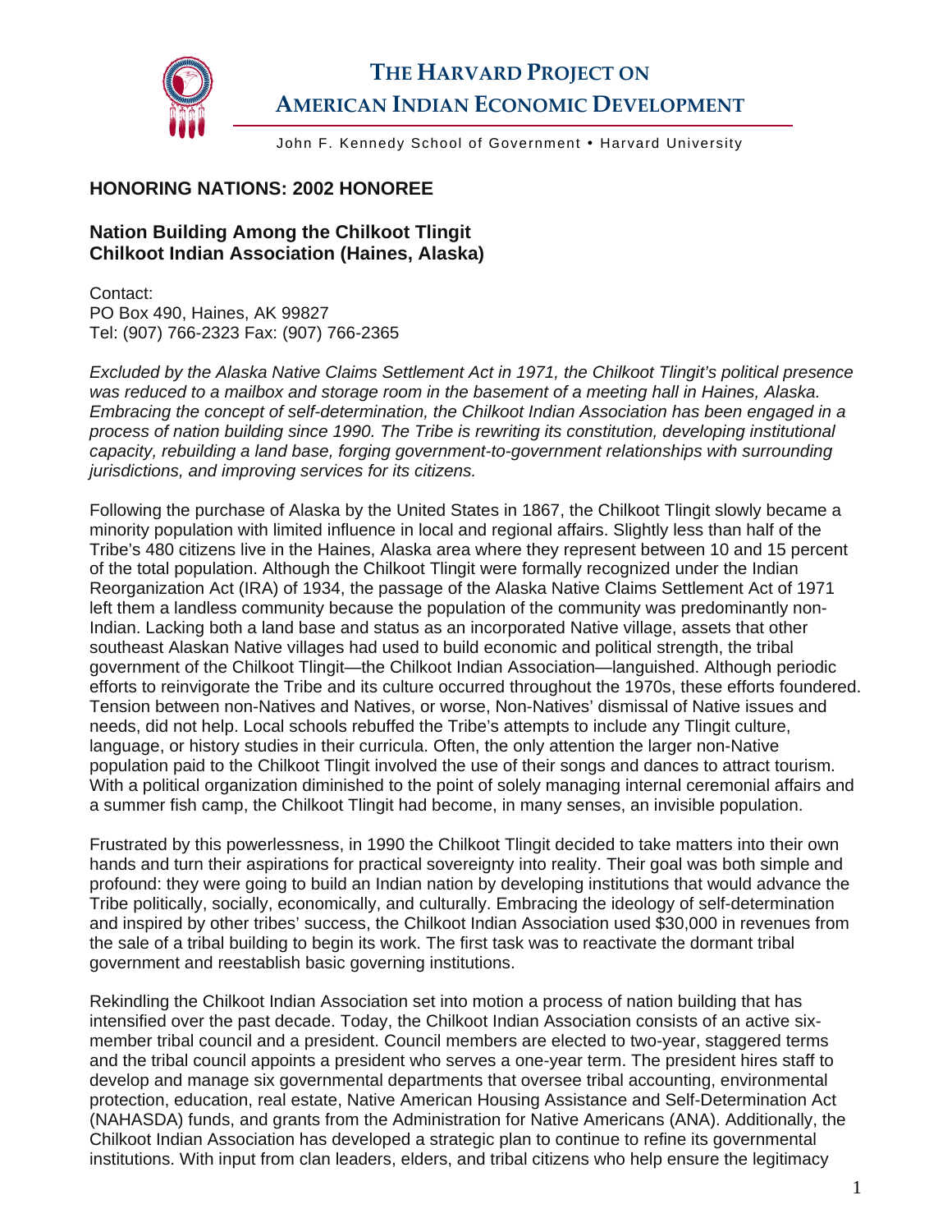# THE HARVARD PROJECT ON AMERICAN INDIAN ECONOMIC DEVELOPMENT

John F. Kennedy School of Government • Harvard University

## HONORING NATIONS: 2002 HONOREE

### Nation Building Among the Chilkoot Tlingit
### Chilkoot Indian Association (Haines, Alaska)

Contact:
PO Box 490, Haines, AK 99827
Tel: (907) 766-2323 Fax: (907) 766-2365

*Excluded by the Alaska Native Claims Settlement Act in 1971, the Chilkoot Tlingit's political presence was reduced to a mailbox and storage room in the basement of a meeting hall in Haines, Alaska. Embracing the concept of self-determination, the Chilkoot Indian Association has been engaged in a process of nation building since 1990. The Tribe is rewriting its constitution, developing institutional capacity, rebuilding a land base, forging government-to-government relationships with surrounding jurisdictions, and improving services for its citizens.*

Following the purchase of Alaska by the United States in 1867, the Chilkoot Tlingit slowly became a minority population with limited influence in local and regional affairs. Slightly less than half of the Tribe's 480 citizens live in the Haines, Alaska area where they represent between 10 and 15 percent of the total population. Although the Chilkoot Tlingit were formally recognized under the Indian Reorganization Act (IRA) of 1934, the passage of the Alaska Native Claims Settlement Act of 1971 left them a landless community because the population of the community was predominantly non-Indian. Lacking both a land base and status as an incorporated Native village, assets that other southeast Alaskan Native villages had used to build economic and political strength, the tribal government of the Chilkoot Tlingit—the Chilkoot Indian Association—languished. Although periodic efforts to reinvigorate the Tribe and its culture occurred throughout the 1970s, these efforts foundered. Tension between non-Natives and Natives, or worse, Non-Natives' dismissal of Native issues and needs, did not help. Local schools rebuffed the Tribe's attempts to include any Tlingit culture, language, or history studies in their curricula. Often, the only attention the larger non-Native population paid to the Chilkoot Tlingit involved the use of their songs and dances to attract tourism. With a political organization diminished to the point of solely managing internal ceremonial affairs and a summer fish camp, the Chilkoot Tlingit had become, in many senses, an invisible population.

Frustrated by this powerlessness, in 1990 the Chilkoot Tlingit decided to take matters into their own hands and turn their aspirations for practical sovereignty into reality. Their goal was both simple and profound: they were going to build an Indian nation by developing institutions that would advance the Tribe politically, socially, economically, and culturally. Embracing the ideology of self-determination and inspired by other tribes' success, the Chilkoot Indian Association used $30,000 in revenues from the sale of a tribal building to begin its work. The first task was to reactivate the dormant tribal government and reestablish basic governing institutions.

Rekindling the Chilkoot Indian Association set into motion a process of nation building that has intensified over the past decade. Today, the Chilkoot Indian Association consists of an active six-member tribal council and a president. Council members are elected to two-year, staggered terms and the tribal council appoints a president who serves a one-year term. The president hires staff to develop and manage six governmental departments that oversee tribal accounting, environmental protection, education, real estate, Native American Housing Assistance and Self-Determination Act (NAHASDA) funds, and grants from the Administration for Native Americans (ANA). Additionally, the Chilkoot Indian Association has developed a strategic plan to continue to refine its governmental institutions. With input from clan leaders, elders, and tribal citizens who help ensure the legitimacy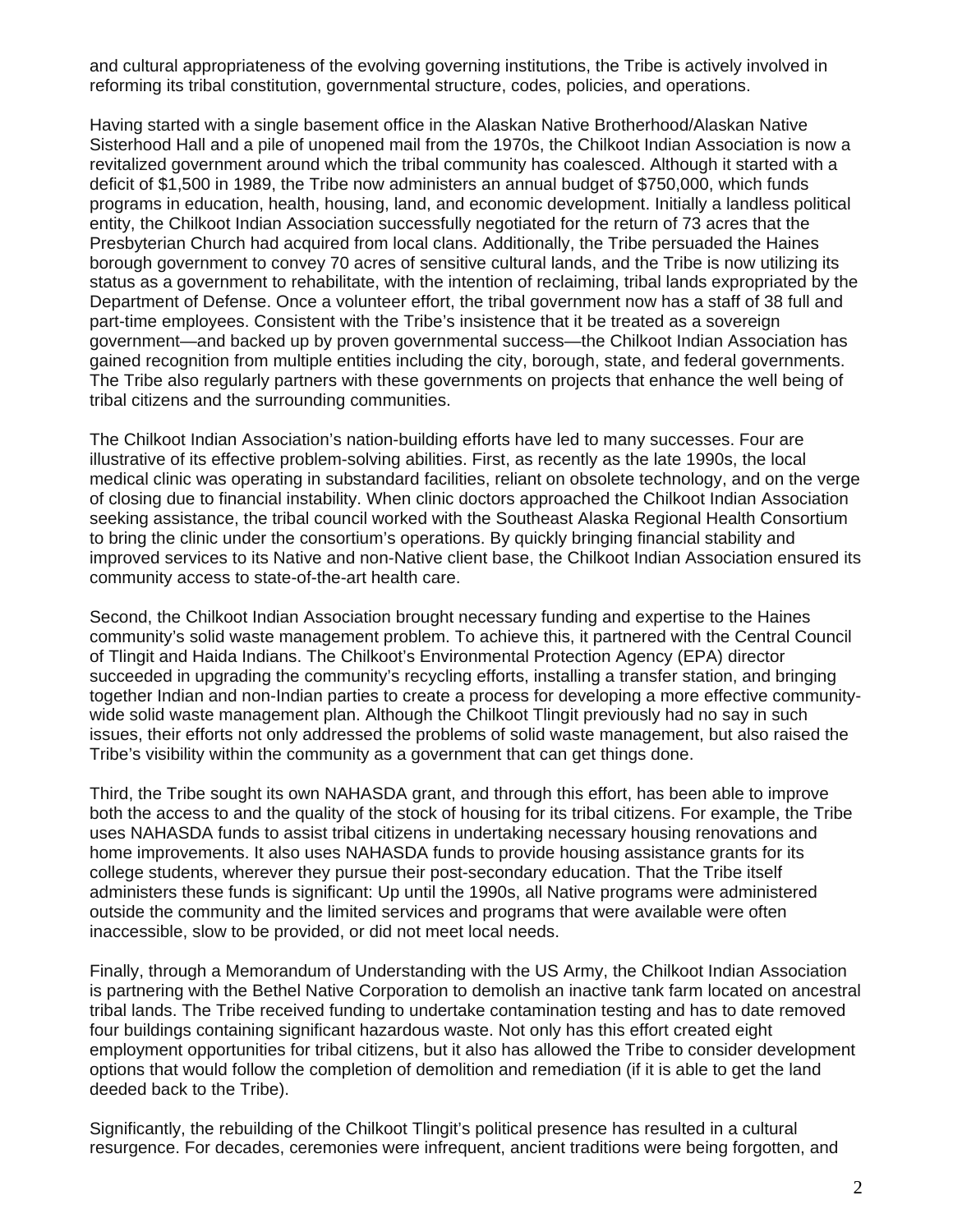and cultural appropriateness of the evolving governing institutions, the Tribe is actively involved in reforming its tribal constitution, governmental structure, codes, policies, and operations.

Having started with a single basement office in the Alaskan Native Brotherhood/Alaskan Native Sisterhood Hall and a pile of unopened mail from the 1970s, the Chilkoot Indian Association is now a revitalized government around which the tribal community has coalesced. Although it started with a deficit of $1,500 in 1989, the Tribe now administers an annual budget of $750,000, which funds programs in education, health, housing, land, and economic development. Initially a landless political entity, the Chilkoot Indian Association successfully negotiated for the return of 73 acres that the Presbyterian Church had acquired from local clans. Additionally, the Tribe persuaded the Haines borough government to convey 70 acres of sensitive cultural lands, and the Tribe is now utilizing its status as a government to rehabilitate, with the intention of reclaiming, tribal lands expropriated by the Department of Defense. Once a volunteer effort, the tribal government now has a staff of 38 full and part-time employees. Consistent with the Tribe's insistence that it be treated as a sovereign government—and backed up by proven governmental success—the Chilkoot Indian Association has gained recognition from multiple entities including the city, borough, state, and federal governments. The Tribe also regularly partners with these governments on projects that enhance the well being of tribal citizens and the surrounding communities.

The Chilkoot Indian Association's nation-building efforts have led to many successes. Four are illustrative of its effective problem-solving abilities. First, as recently as the late 1990s, the local medical clinic was operating in substandard facilities, reliant on obsolete technology, and on the verge of closing due to financial instability. When clinic doctors approached the Chilkoot Indian Association seeking assistance, the tribal council worked with the Southeast Alaska Regional Health Consortium to bring the clinic under the consortium's operations. By quickly bringing financial stability and improved services to its Native and non-Native client base, the Chilkoot Indian Association ensured its community access to state-of-the-art health care.

Second, the Chilkoot Indian Association brought necessary funding and expertise to the Haines community's solid waste management problem. To achieve this, it partnered with the Central Council of Tlingit and Haida Indians. The Chilkoot's Environmental Protection Agency (EPA) director succeeded in upgrading the community's recycling efforts, installing a transfer station, and bringing together Indian and non-Indian parties to create a process for developing a more effective community-wide solid waste management plan. Although the Chilkoot Tlingit previously had no say in such issues, their efforts not only addressed the problems of solid waste management, but also raised the Tribe's visibility within the community as a government that can get things done.

Third, the Tribe sought its own NAHASDA grant, and through this effort, has been able to improve both the access to and the quality of the stock of housing for its tribal citizens. For example, the Tribe uses NAHASDA funds to assist tribal citizens in undertaking necessary housing renovations and home improvements. It also uses NAHASDA funds to provide housing assistance grants for its college students, wherever they pursue their post-secondary education. That the Tribe itself administers these funds is significant: Up until the 1990s, all Native programs were administered outside the community and the limited services and programs that were available were often inaccessible, slow to be provided, or did not meet local needs.

Finally, through a Memorandum of Understanding with the US Army, the Chilkoot Indian Association is partnering with the Bethel Native Corporation to demolish an inactive tank farm located on ancestral tribal lands. The Tribe received funding to undertake contamination testing and has to date removed four buildings containing significant hazardous waste. Not only has this effort created eight employment opportunities for tribal citizens, but it also has allowed the Tribe to consider development options that would follow the completion of demolition and remediation (if it is able to get the land deeded back to the Tribe).

Significantly, the rebuilding of the Chilkoot Tlingit's political presence has resulted in a cultural resurgence. For decades, ceremonies were infrequent, ancient traditions were being forgotten, and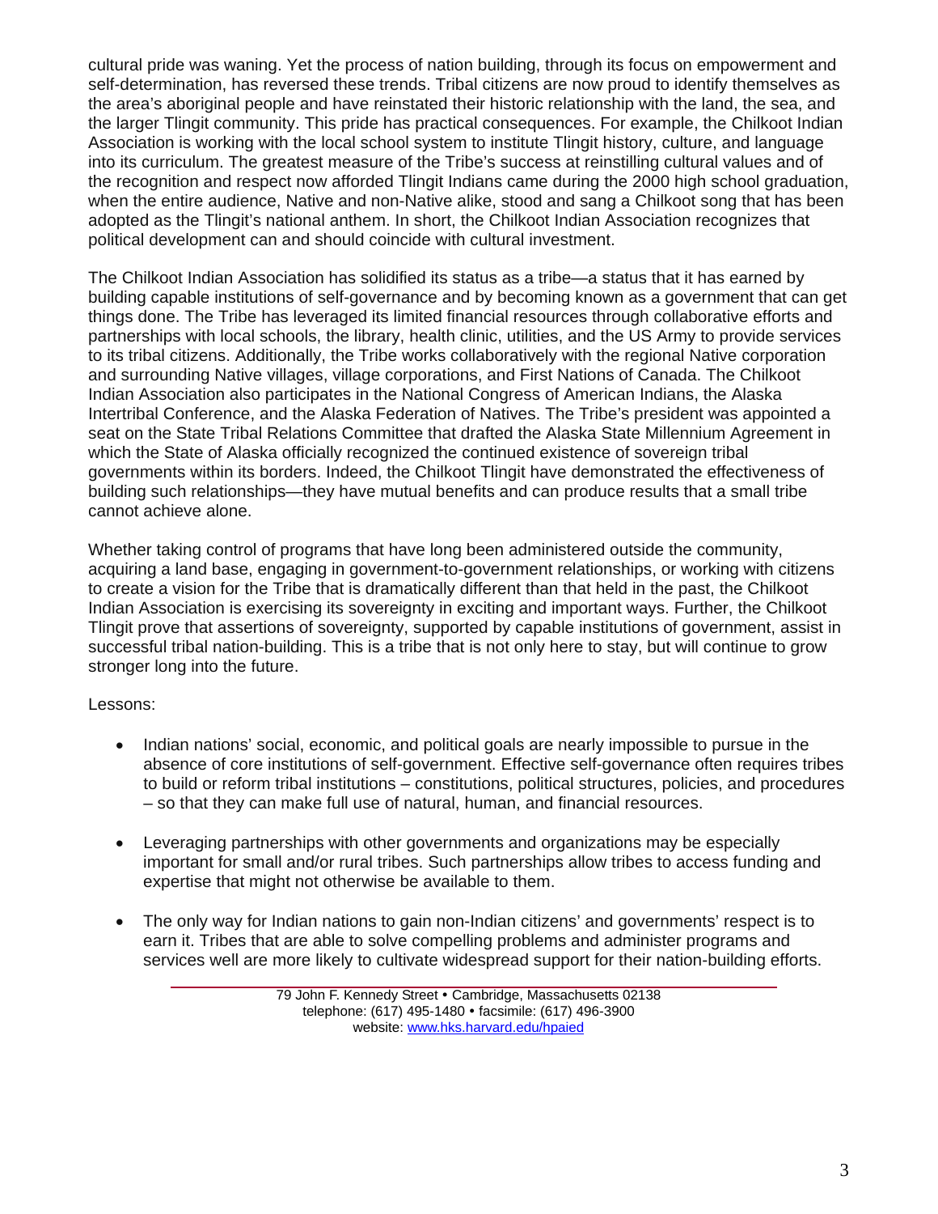cultural pride was waning. Yet the process of nation building, through its focus on empowerment and self-determination, has reversed these trends. Tribal citizens are now proud to identify themselves as the area's aboriginal people and have reinstated their historic relationship with the land, the sea, and the larger Tlingit community. This pride has practical consequences. For example, the Chilkoot Indian Association is working with the local school system to institute Tlingit history, culture, and language into its curriculum. The greatest measure of the Tribe's success at reinstilling cultural values and of the recognition and respect now afforded Tlingit Indians came during the 2000 high school graduation, when the entire audience, Native and non-Native alike, stood and sang a Chilkoot song that has been adopted as the Tlingit's national anthem. In short, the Chilkoot Indian Association recognizes that political development can and should coincide with cultural investment.

The Chilkoot Indian Association has solidified its status as a tribe—a status that it has earned by building capable institutions of self-governance and by becoming known as a government that can get things done. The Tribe has leveraged its limited financial resources through collaborative efforts and partnerships with local schools, the library, health clinic, utilities, and the US Army to provide services to its tribal citizens. Additionally, the Tribe works collaboratively with the regional Native corporation and surrounding Native villages, village corporations, and First Nations of Canada. The Chilkoot Indian Association also participates in the National Congress of American Indians, the Alaska Intertribal Conference, and the Alaska Federation of Natives. The Tribe's president was appointed a seat on the State Tribal Relations Committee that drafted the Alaska State Millennium Agreement in which the State of Alaska officially recognized the continued existence of sovereign tribal governments within its borders. Indeed, the Chilkoot Tlingit have demonstrated the effectiveness of building such relationships—they have mutual benefits and can produce results that a small tribe cannot achieve alone.

Whether taking control of programs that have long been administered outside the community, acquiring a land base, engaging in government-to-government relationships, or working with citizens to create a vision for the Tribe that is dramatically different than that held in the past, the Chilkoot Indian Association is exercising its sovereignty in exciting and important ways. Further, the Chilkoot Tlingit prove that assertions of sovereignty, supported by capable institutions of government, assist in successful tribal nation-building. This is a tribe that is not only here to stay, but will continue to grow stronger long into the future.

Lessons:

- Indian nations' social, economic, and political goals are nearly impossible to pursue in the absence of core institutions of self-government. Effective self-governance often requires tribes to build or reform tribal institutions – constitutions, political structures, policies, and procedures – so that they can make full use of natural, human, and financial resources.

- Leveraging partnerships with other governments and organizations may be especially important for small and/or rural tribes. Such partnerships allow tribes to access funding and expertise that might not otherwise be available to them.

- The only way for Indian nations to gain non-Indian citizens' and governments' respect is to earn it. Tribes that are able to solve compelling problems and administer programs and services well are more likely to cultivate widespread support for their nation-building efforts.